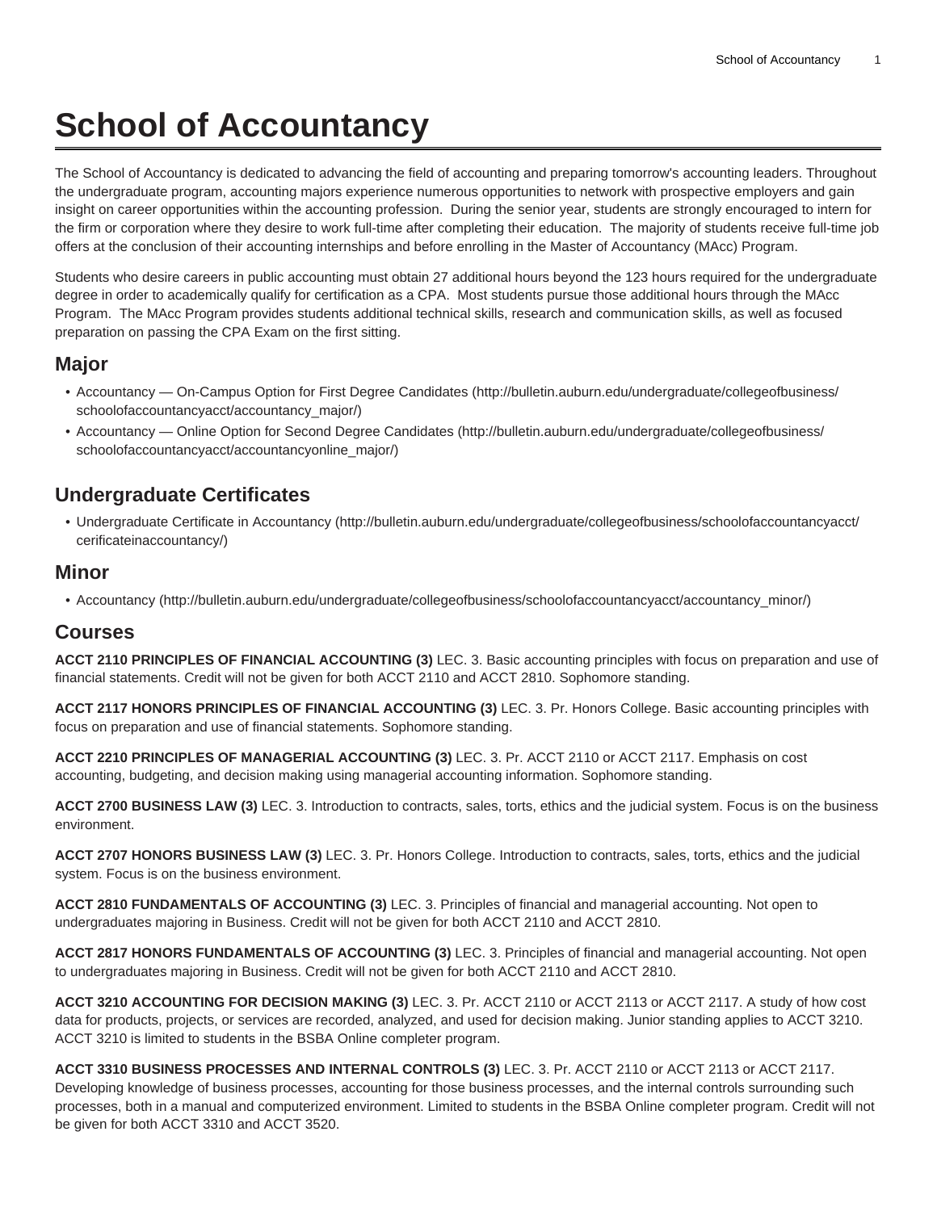# School of Accountancy

The School of Accountancy is dedicated to advancing the field of accounting and preparing tomorrow's accounting leaders. Throughout the undergraduate program, accounting majors experience numerous opportunities to network with prospective employers and gain insight on career opportunities within the accounting profession. During the senior year, students are strongly encouraged to intern for the firm or corporation where they desire to work full-time after completing their education. The majority of students receive full-time job offers at the conclusion of their accounting internships and before enrolling in the Master of Accountancy (MAcc) Program.

Students who desire careers in public accounting must obtain 27 additional hours beyond the 123 hours required for the undergraduate degree in order to academically qualify for certification as a CPA. Most students pursue those additional hours through the MAcc Program. The MAcc Program provides students additional technical skills, research and communication skills, as well as focused preparation on passing the CPA Exam on the first sitting.

## Major

- Accountancy — On-Campus Option for First Degree Candidates (http://bulletin.auburn.edu/undergraduate/collegeofbusiness/schoolofaccountancyacct/accountancy_major/)
- Accountancy — Online Option for Second Degree Candidates (http://bulletin.auburn.edu/undergraduate/collegeofbusiness/schoolofaccountancyacct/accountancyonline_major/)

## Undergraduate Certificates

- Undergraduate Certificate in Accountancy (http://bulletin.auburn.edu/undergraduate/collegeofbusiness/schoolofaccountancyacct/cerificateinaccountancy/)

## Minor

- Accountancy (http://bulletin.auburn.edu/undergraduate/collegeofbusiness/schoolofaccountancyacct/accountancy_minor/)

## Courses

**ACCT 2110 PRINCIPLES OF FINANCIAL ACCOUNTING (3)** LEC. 3. Basic accounting principles with focus on preparation and use of financial statements. Credit will not be given for both ACCT 2110 and ACCT 2810. Sophomore standing.

**ACCT 2117 HONORS PRINCIPLES OF FINANCIAL ACCOUNTING (3)** LEC. 3. Pr. Honors College. Basic accounting principles with focus on preparation and use of financial statements. Sophomore standing.

**ACCT 2210 PRINCIPLES OF MANAGERIAL ACCOUNTING (3)** LEC. 3. Pr. ACCT 2110 or ACCT 2117. Emphasis on cost accounting, budgeting, and decision making using managerial accounting information. Sophomore standing.

**ACCT 2700 BUSINESS LAW (3)** LEC. 3. Introduction to contracts, sales, torts, ethics and the judicial system. Focus is on the business environment.

**ACCT 2707 HONORS BUSINESS LAW (3)** LEC. 3. Pr. Honors College. Introduction to contracts, sales, torts, ethics and the judicial system. Focus is on the business environment.

**ACCT 2810 FUNDAMENTALS OF ACCOUNTING (3)** LEC. 3. Principles of financial and managerial accounting. Not open to undergraduates majoring in Business. Credit will not be given for both ACCT 2110 and ACCT 2810.

**ACCT 2817 HONORS FUNDAMENTALS OF ACCOUNTING (3)** LEC. 3. Principles of financial and managerial accounting. Not open to undergraduates majoring in Business. Credit will not be given for both ACCT 2110 and ACCT 2810.

**ACCT 3210 ACCOUNTING FOR DECISION MAKING (3)** LEC. 3. Pr. ACCT 2110 or ACCT 2113 or ACCT 2117. A study of how cost data for products, projects, or services are recorded, analyzed, and used for decision making. Junior standing applies to ACCT 3210. ACCT 3210 is limited to students in the BSBA Online completer program.

**ACCT 3310 BUSINESS PROCESSES AND INTERNAL CONTROLS (3)** LEC. 3. Pr. ACCT 2110 or ACCT 2113 or ACCT 2117. Developing knowledge of business processes, accounting for those business processes, and the internal controls surrounding such processes, both in a manual and computerized environment. Limited to students in the BSBA Online completer program. Credit will not be given for both ACCT 3310 and ACCT 3520.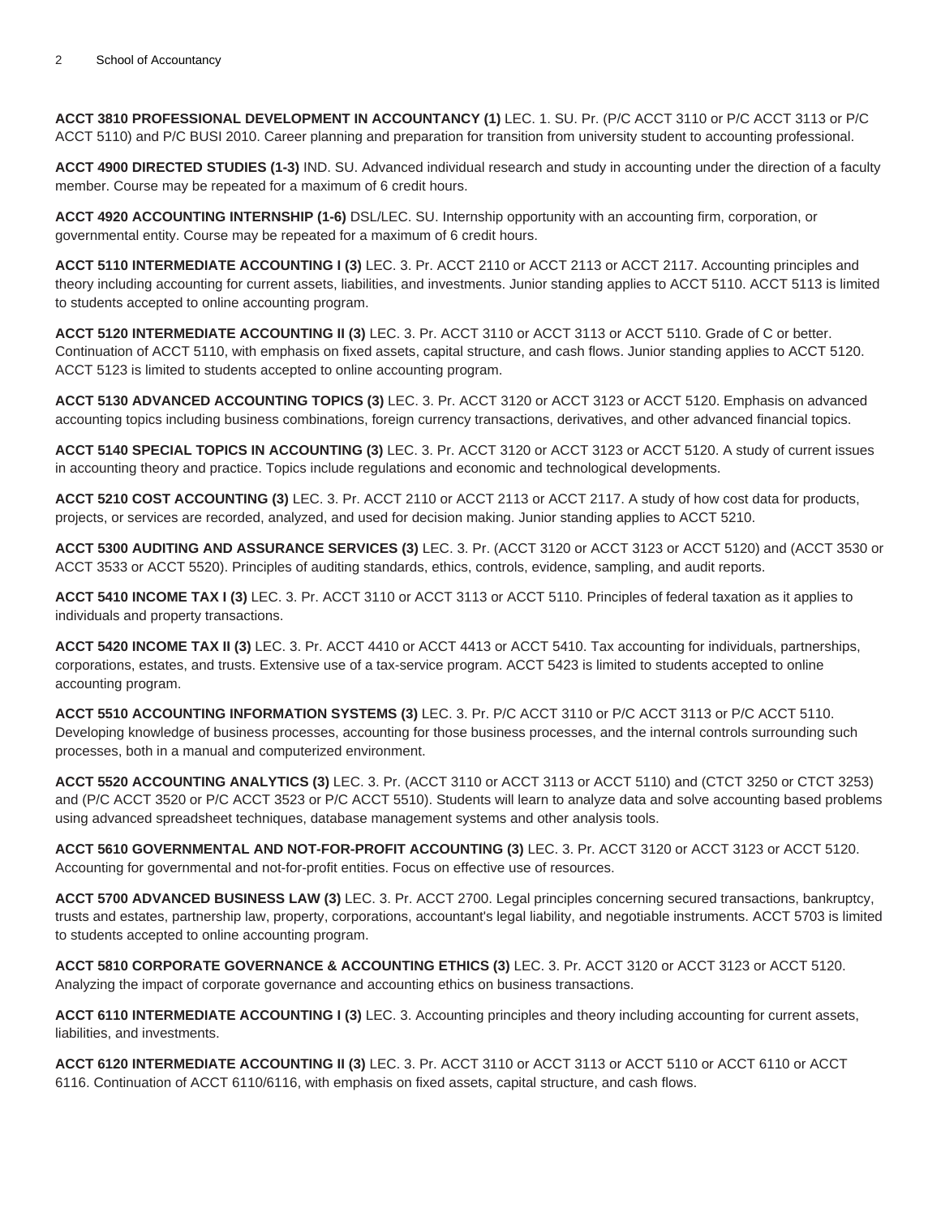**ACCT 3810 PROFESSIONAL DEVELOPMENT IN ACCOUNTANCY (1)** LEC. 1. SU. Pr. (P/C ACCT 3110 or P/C ACCT 3113 or P/C ACCT 5110) and P/C BUSI 2010. Career planning and preparation for transition from university student to accounting professional.

**ACCT 4900 DIRECTED STUDIES (1-3)** IND. SU. Advanced individual research and study in accounting under the direction of a faculty member. Course may be repeated for a maximum of 6 credit hours.

**ACCT 4920 ACCOUNTING INTERNSHIP (1-6)** DSL/LEC. SU. Internship opportunity with an accounting firm, corporation, or governmental entity. Course may be repeated for a maximum of 6 credit hours.

**ACCT 5110 INTERMEDIATE ACCOUNTING I (3)** LEC. 3. Pr. ACCT 2110 or ACCT 2113 or ACCT 2117. Accounting principles and theory including accounting for current assets, liabilities, and investments. Junior standing applies to ACCT 5110. ACCT 5113 is limited to students accepted to online accounting program.

**ACCT 5120 INTERMEDIATE ACCOUNTING II (3)** LEC. 3. Pr. ACCT 3110 or ACCT 3113 or ACCT 5110. Grade of C or better. Continuation of ACCT 5110, with emphasis on fixed assets, capital structure, and cash flows. Junior standing applies to ACCT 5120. ACCT 5123 is limited to students accepted to online accounting program.

**ACCT 5130 ADVANCED ACCOUNTING TOPICS (3)** LEC. 3. Pr. ACCT 3120 or ACCT 3123 or ACCT 5120. Emphasis on advanced accounting topics including business combinations, foreign currency transactions, derivatives, and other advanced financial topics.

**ACCT 5140 SPECIAL TOPICS IN ACCOUNTING (3)** LEC. 3. Pr. ACCT 3120 or ACCT 3123 or ACCT 5120. A study of current issues in accounting theory and practice. Topics include regulations and economic and technological developments.

**ACCT 5210 COST ACCOUNTING (3)** LEC. 3. Pr. ACCT 2110 or ACCT 2113 or ACCT 2117. A study of how cost data for products, projects, or services are recorded, analyzed, and used for decision making. Junior standing applies to ACCT 5210.

**ACCT 5300 AUDITING AND ASSURANCE SERVICES (3)** LEC. 3. Pr. (ACCT 3120 or ACCT 3123 or ACCT 5120) and (ACCT 3530 or ACCT 3533 or ACCT 5520). Principles of auditing standards, ethics, controls, evidence, sampling, and audit reports.

**ACCT 5410 INCOME TAX I (3)** LEC. 3. Pr. ACCT 3110 or ACCT 3113 or ACCT 5110. Principles of federal taxation as it applies to individuals and property transactions.

**ACCT 5420 INCOME TAX II (3)** LEC. 3. Pr. ACCT 4410 or ACCT 4413 or ACCT 5410. Tax accounting for individuals, partnerships, corporations, estates, and trusts. Extensive use of a tax-service program. ACCT 5423 is limited to students accepted to online accounting program.

**ACCT 5510 ACCOUNTING INFORMATION SYSTEMS (3)** LEC. 3. Pr. P/C ACCT 3110 or P/C ACCT 3113 or P/C ACCT 5110. Developing knowledge of business processes, accounting for those business processes, and the internal controls surrounding such processes, both in a manual and computerized environment.

**ACCT 5520 ACCOUNTING ANALYTICS (3)** LEC. 3. Pr. (ACCT 3110 or ACCT 3113 or ACCT 5110) and (CTCT 3250 or CTCT 3253) and (P/C ACCT 3520 or P/C ACCT 3523 or P/C ACCT 5510). Students will learn to analyze data and solve accounting based problems using advanced spreadsheet techniques, database management systems and other analysis tools.

**ACCT 5610 GOVERNMENTAL AND NOT-FOR-PROFIT ACCOUNTING (3)** LEC. 3. Pr. ACCT 3120 or ACCT 3123 or ACCT 5120. Accounting for governmental and not-for-profit entities. Focus on effective use of resources.

**ACCT 5700 ADVANCED BUSINESS LAW (3)** LEC. 3. Pr. ACCT 2700. Legal principles concerning secured transactions, bankruptcy, trusts and estates, partnership law, property, corporations, accountant's legal liability, and negotiable instruments. ACCT 5703 is limited to students accepted to online accounting program.

**ACCT 5810 CORPORATE GOVERNANCE & ACCOUNTING ETHICS (3)** LEC. 3. Pr. ACCT 3120 or ACCT 3123 or ACCT 5120. Analyzing the impact of corporate governance and accounting ethics on business transactions.

**ACCT 6110 INTERMEDIATE ACCOUNTING I (3)** LEC. 3. Accounting principles and theory including accounting for current assets, liabilities, and investments.

**ACCT 6120 INTERMEDIATE ACCOUNTING II (3)** LEC. 3. Pr. ACCT 3110 or ACCT 3113 or ACCT 5110 or ACCT 6110 or ACCT 6116. Continuation of ACCT 6110/6116, with emphasis on fixed assets, capital structure, and cash flows.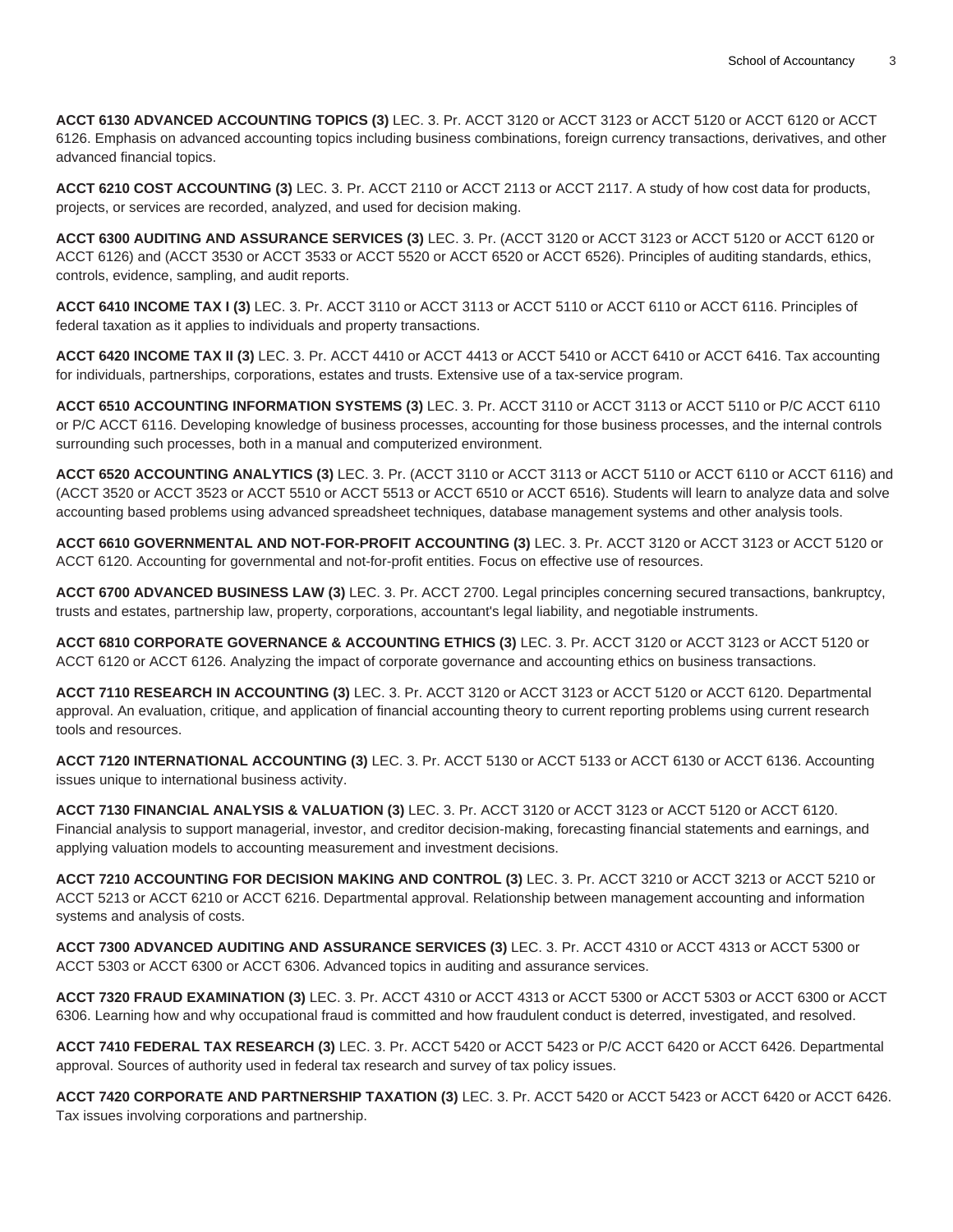**ACCT 6130 ADVANCED ACCOUNTING TOPICS (3)** LEC. 3. Pr. ACCT 3120 or ACCT 3123 or ACCT 5120 or ACCT 6120 or ACCT 6126. Emphasis on advanced accounting topics including business combinations, foreign currency transactions, derivatives, and other advanced financial topics.

**ACCT 6210 COST ACCOUNTING (3)** LEC. 3. Pr. ACCT 2110 or ACCT 2113 or ACCT 2117. A study of how cost data for products, projects, or services are recorded, analyzed, and used for decision making.

**ACCT 6300 AUDITING AND ASSURANCE SERVICES (3)** LEC. 3. Pr. (ACCT 3120 or ACCT 3123 or ACCT 5120 or ACCT 6120 or ACCT 6126) and (ACCT 3530 or ACCT 3533 or ACCT 5520 or ACCT 6520 or ACCT 6526). Principles of auditing standards, ethics, controls, evidence, sampling, and audit reports.

**ACCT 6410 INCOME TAX I (3)** LEC. 3. Pr. ACCT 3110 or ACCT 3113 or ACCT 5110 or ACCT 6110 or ACCT 6116. Principles of federal taxation as it applies to individuals and property transactions.

**ACCT 6420 INCOME TAX II (3)** LEC. 3. Pr. ACCT 4410 or ACCT 4413 or ACCT 5410 or ACCT 6410 or ACCT 6416. Tax accounting for individuals, partnerships, corporations, estates and trusts. Extensive use of a tax-service program.

**ACCT 6510 ACCOUNTING INFORMATION SYSTEMS (3)** LEC. 3. Pr. ACCT 3110 or ACCT 3113 or ACCT 5110 or P/C ACCT 6110 or P/C ACCT 6116. Developing knowledge of business processes, accounting for those business processes, and the internal controls surrounding such processes, both in a manual and computerized environment.

**ACCT 6520 ACCOUNTING ANALYTICS (3)** LEC. 3. Pr. (ACCT 3110 or ACCT 3113 or ACCT 5110 or ACCT 6110 or ACCT 6116) and (ACCT 3520 or ACCT 3523 or ACCT 5510 or ACCT 5513 or ACCT 6510 or ACCT 6516). Students will learn to analyze data and solve accounting based problems using advanced spreadsheet techniques, database management systems and other analysis tools.

**ACCT 6610 GOVERNMENTAL AND NOT-FOR-PROFIT ACCOUNTING (3)** LEC. 3. Pr. ACCT 3120 or ACCT 3123 or ACCT 5120 or ACCT 6120. Accounting for governmental and not-for-profit entities. Focus on effective use of resources.

**ACCT 6700 ADVANCED BUSINESS LAW (3)** LEC. 3. Pr. ACCT 2700. Legal principles concerning secured transactions, bankruptcy, trusts and estates, partnership law, property, corporations, accountant's legal liability, and negotiable instruments.

**ACCT 6810 CORPORATE GOVERNANCE & ACCOUNTING ETHICS (3)** LEC. 3. Pr. ACCT 3120 or ACCT 3123 or ACCT 5120 or ACCT 6120 or ACCT 6126. Analyzing the impact of corporate governance and accounting ethics on business transactions.

**ACCT 7110 RESEARCH IN ACCOUNTING (3)** LEC. 3. Pr. ACCT 3120 or ACCT 3123 or ACCT 5120 or ACCT 6120. Departmental approval. An evaluation, critique, and application of financial accounting theory to current reporting problems using current research tools and resources.

**ACCT 7120 INTERNATIONAL ACCOUNTING (3)** LEC. 3. Pr. ACCT 5130 or ACCT 5133 or ACCT 6130 or ACCT 6136. Accounting issues unique to international business activity.

**ACCT 7130 FINANCIAL ANALYSIS & VALUATION (3)** LEC. 3. Pr. ACCT 3120 or ACCT 3123 or ACCT 5120 or ACCT 6120. Financial analysis to support managerial, investor, and creditor decision-making, forecasting financial statements and earnings, and applying valuation models to accounting measurement and investment decisions.

**ACCT 7210 ACCOUNTING FOR DECISION MAKING AND CONTROL (3)** LEC. 3. Pr. ACCT 3210 or ACCT 3213 or ACCT 5210 or ACCT 5213 or ACCT 6210 or ACCT 6216. Departmental approval. Relationship between management accounting and information systems and analysis of costs.

**ACCT 7300 ADVANCED AUDITING AND ASSURANCE SERVICES (3)** LEC. 3. Pr. ACCT 4310 or ACCT 4313 or ACCT 5300 or ACCT 5303 or ACCT 6300 or ACCT 6306. Advanced topics in auditing and assurance services.

**ACCT 7320 FRAUD EXAMINATION (3)** LEC. 3. Pr. ACCT 4310 or ACCT 4313 or ACCT 5300 or ACCT 5303 or ACCT 6300 or ACCT 6306. Learning how and why occupational fraud is committed and how fraudulent conduct is deterred, investigated, and resolved.

**ACCT 7410 FEDERAL TAX RESEARCH (3)** LEC. 3. Pr. ACCT 5420 or ACCT 5423 or P/C ACCT 6420 or ACCT 6426. Departmental approval. Sources of authority used in federal tax research and survey of tax policy issues.

**ACCT 7420 CORPORATE AND PARTNERSHIP TAXATION (3)** LEC. 3. Pr. ACCT 5420 or ACCT 5423 or ACCT 6420 or ACCT 6426. Tax issues involving corporations and partnership.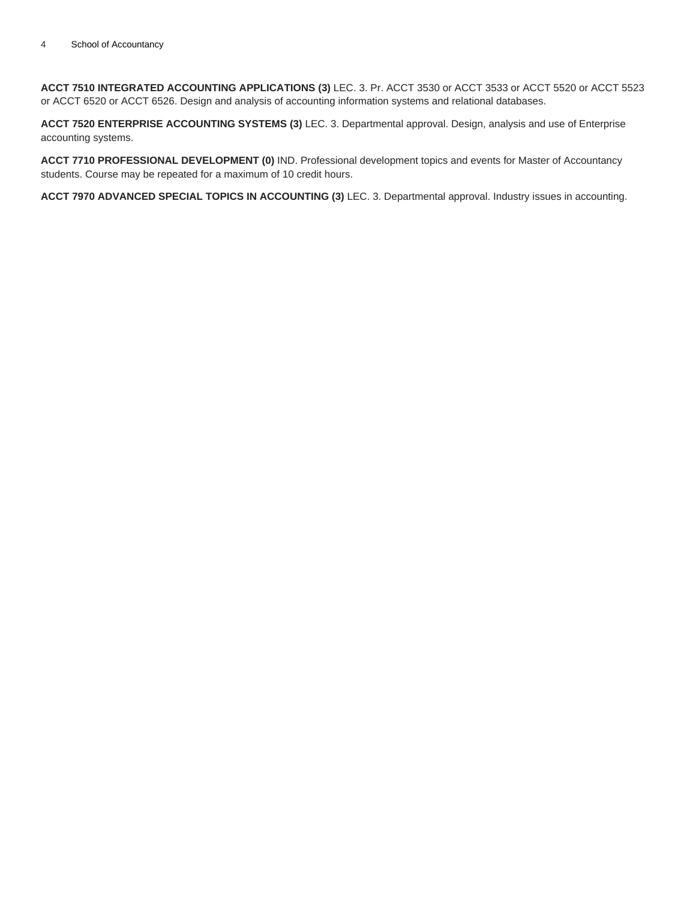**ACCT 7510 INTEGRATED ACCOUNTING APPLICATIONS (3)** LEC. 3. Pr. ACCT 3530 or ACCT 3533 or ACCT 5520 or ACCT 5523 or ACCT 6520 or ACCT 6526. Design and analysis of accounting information systems and relational databases.

**ACCT 7520 ENTERPRISE ACCOUNTING SYSTEMS (3)** LEC. 3. Departmental approval. Design, analysis and use of Enterprise accounting systems.

**ACCT 7710 PROFESSIONAL DEVELOPMENT (0)** IND. Professional development topics and events for Master of Accountancy students. Course may be repeated for a maximum of 10 credit hours.

**ACCT 7970 ADVANCED SPECIAL TOPICS IN ACCOUNTING (3)** LEC. 3. Departmental approval. Industry issues in accounting.